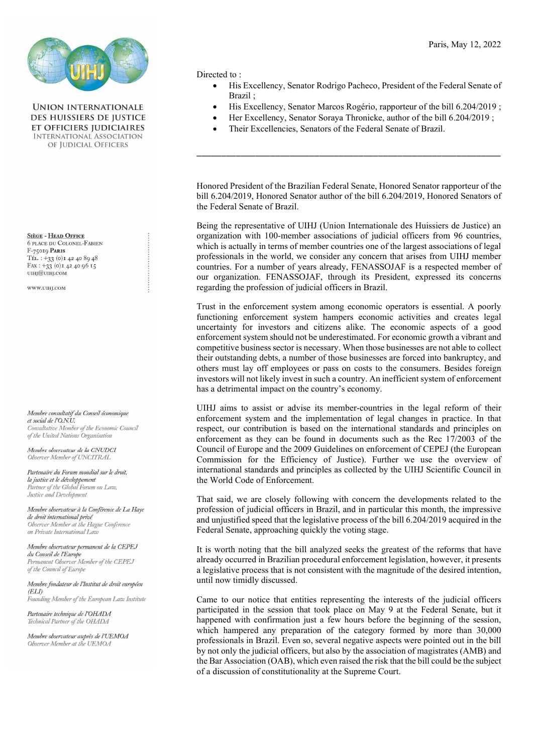UNION INTERNATIONALE DES HUISSIERS DE JUSTICE ET OFFICIERS JUDICIAIRES
INTERNATIONAL ASSOCIATION OF JUDICIAL OFFICERS

**Siège - Head Office**
6 place du Colonel-Fabien
F-75019 Paris
Tél. : +33 (0)1 42 40 89 48
Fax : +33 (0)1 42 40 96 15
uihj@uihj.com

www.uihj.com

*Membre consultatif du Conseil économique et social de l'O.N.U.*
*Consultative Member of the Economic Council of the United Nations Organisation*

*Membre observateur de la CNUDCI*
*Observer Member of UNCITRAL*

*Partenaire du Forum mondial sur le droit, la justice et le développement*
*Partner of the Global Forum on Law, Justice and Development*

*Membre observateur à la Conférence de La Haye de droit international privé*
*Observer Member at the Hague Conference on Private International Law*

*Membre observateur permanent de la CEPEJ du Conseil de l'Europe*
*Permanent Observer Member of the CEPEJ of the Council of Europe*

*Membre fondateur de l'Institut de droit européen (ELI)*
*Founding Member of the European Law Institute*

*Partenaire technique de l'OHADA*
*Technical Partner of the OHADA*

*Membre observateur auprès de l'UEMOA*
*Observer Member at the UEMOA*

Paris, May 12, 2022

Directed to :

- His Excellency, Senator Rodrigo Pacheco, President of the Federal Senate of Brazil ;
- His Excellency, Senator Marcos Rogério, rapporteur of the bill 6.204/2019 ;
- Her Excellency, Senator Soraya Thronicke, author of the bill 6.204/2019 ;
- Their Excellencies, Senators of the Federal Senate of Brazil.

---

Honored President of the Brazilian Federal Senate, Honored Senator rapporteur of the bill 6.204/2019, Honored Senator author of the bill 6.204/2019, Honored Senators of the Federal Senate of Brazil.

Being the representative of UIHJ (Union Internationale des Huissiers de Justice) an organization with 100-member associations of judicial officers from 96 countries, which is actually in terms of member countries one of the largest associations of legal professionals in the world, we consider any concern that arises from UIHJ member countries. For a number of years already, FENASSOJAF is a respected member of our organization. FENASSOJAF, through its President, expressed its concerns regarding the profession of judicial officers in Brazil.

Trust in the enforcement system among economic operators is essential. A poorly functioning enforcement system hampers economic activities and creates legal uncertainty for investors and citizens alike. The economic aspects of a good enforcement system should not be underestimated. For economic growth a vibrant and competitive business sector is necessary. When those businesses are not able to collect their outstanding debts, a number of those businesses are forced into bankruptcy, and others must lay off employees or pass on costs to the consumers. Besides foreign investors will not likely invest in such a country. An inefficient system of enforcement has a detrimental impact on the country's economy.

UIHJ aims to assist or advise its member-countries in the legal reform of their enforcement system and the implementation of legal changes in practice. In that respect, our contribution is based on the international standards and principles on enforcement as they can be found in documents such as the Rec 17/2003 of the Council of Europe and the 2009 Guidelines on enforcement of CEPEJ (the European Commission for the Efficiency of Justice). Further we use the overview of international standards and principles as collected by the UIHJ Scientific Council in the World Code of Enforcement.

That said, we are closely following with concern the developments related to the profession of judicial officers in Brazil, and in particular this month, the impressive and unjustified speed that the legislative process of the bill 6.204/2019 acquired in the Federal Senate, approaching quickly the voting stage.

It is worth noting that the bill analyzed seeks the greatest of the reforms that have already occurred in Brazilian procedural enforcement legislation, however, it presents a legislative process that is not consistent with the magnitude of the desired intention, until now timidly discussed.

Came to our notice that entities representing the interests of the judicial officers participated in the session that took place on May 9 at the Federal Senate, but it happened with confirmation just a few hours before the beginning of the session, which hampered any preparation of the category formed by more than 30,000 professionals in Brazil. Even so, several negative aspects were pointed out in the bill by not only the judicial officers, but also by the association of magistrates (AMB) and the Bar Association (OAB), which even raised the risk that the bill could be the subject of a discussion of constitutionality at the Supreme Court.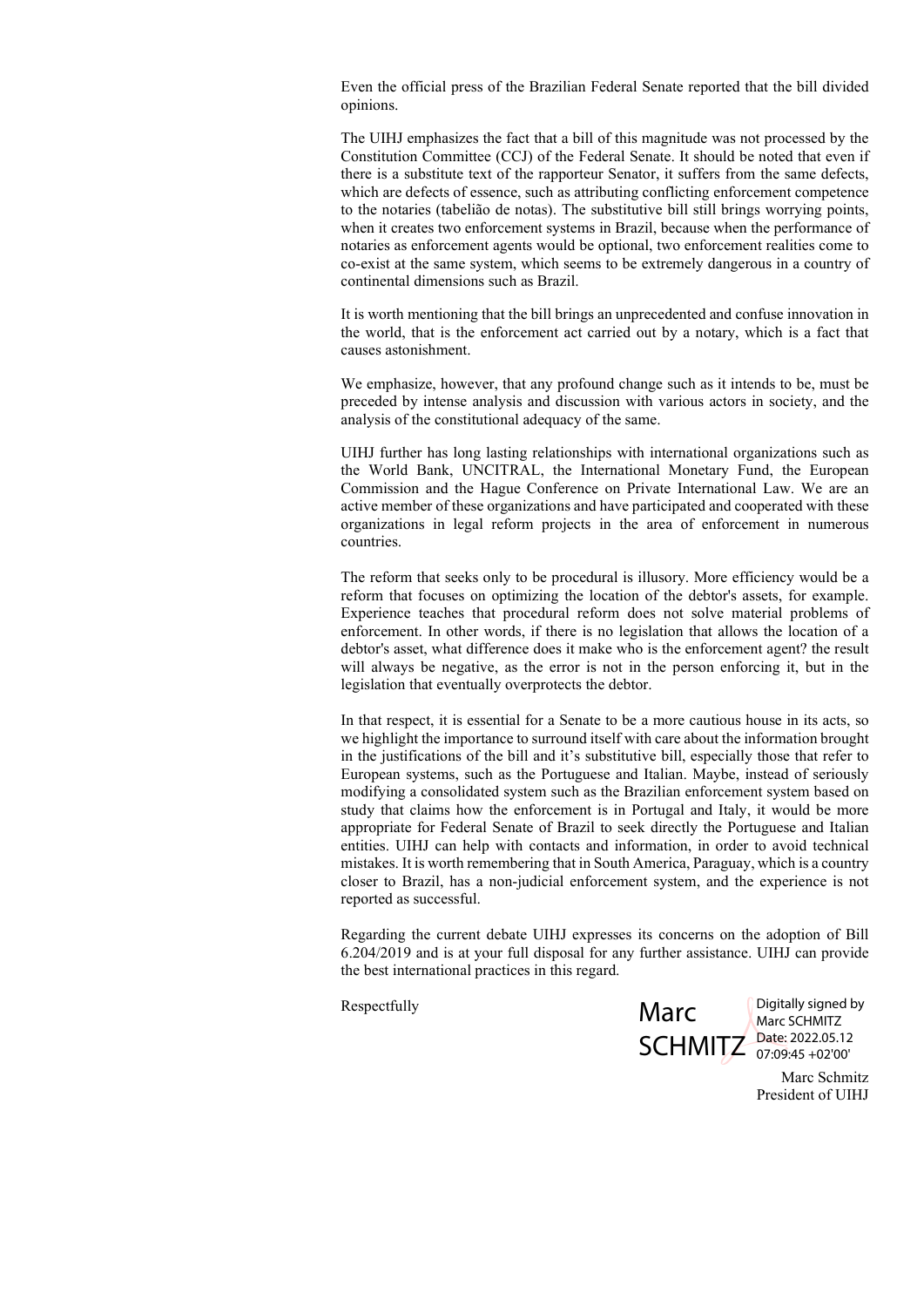Even the official press of the Brazilian Federal Senate reported that the bill divided opinions.

The UIHJ emphasizes the fact that a bill of this magnitude was not processed by the Constitution Committee (CCJ) of the Federal Senate. It should be noted that even if there is a substitute text of the rapporteur Senator, it suffers from the same defects, which are defects of essence, such as attributing conflicting enforcement competence to the notaries (tabelião de notas). The substitutive bill still brings worrying points, when it creates two enforcement systems in Brazil, because when the performance of notaries as enforcement agents would be optional, two enforcement realities come to co-exist at the same system, which seems to be extremely dangerous in a country of continental dimensions such as Brazil.

It is worth mentioning that the bill brings an unprecedented and confuse innovation in the world, that is the enforcement act carried out by a notary, which is a fact that causes astonishment.

We emphasize, however, that any profound change such as it intends to be, must be preceded by intense analysis and discussion with various actors in society, and the analysis of the constitutional adequacy of the same.

UIHJ further has long lasting relationships with international organizations such as the World Bank, UNCITRAL, the International Monetary Fund, the European Commission and the Hague Conference on Private International Law. We are an active member of these organizations and have participated and cooperated with these organizations in legal reform projects in the area of enforcement in numerous countries.

The reform that seeks only to be procedural is illusory. More efficiency would be a reform that focuses on optimizing the location of the debtor's assets, for example. Experience teaches that procedural reform does not solve material problems of enforcement. In other words, if there is no legislation that allows the location of a debtor's asset, what difference does it make who is the enforcement agent? the result will always be negative, as the error is not in the person enforcing it, but in the legislation that eventually overprotects the debtor.

In that respect, it is essential for a Senate to be a more cautious house in its acts, so we highlight the importance to surround itself with care about the information brought in the justifications of the bill and it's substitutive bill, especially those that refer to European systems, such as the Portuguese and Italian. Maybe, instead of seriously modifying a consolidated system such as the Brazilian enforcement system based on study that claims how the enforcement is in Portugal and Italy, it would be more appropriate for Federal Senate of Brazil to seek directly the Portuguese and Italian entities. UIHJ can help with contacts and information, in order to avoid technical mistakes. It is worth remembering that in South America, Paraguay, which is a country closer to Brazil, has a non-judicial enforcement system, and the experience is not reported as successful.

Regarding the current debate UIHJ expresses its concerns on the adoption of Bill 6.204/2019 and is at your full disposal for any further assistance. UIHJ can provide the best international practices in this regard.

Respectfully

Marc SCHMITZ — Digitally signed by Marc SCHMITZ Date: 2022.05.12 07:09:45 +02'00'

Marc Schmitz
President of UIHJ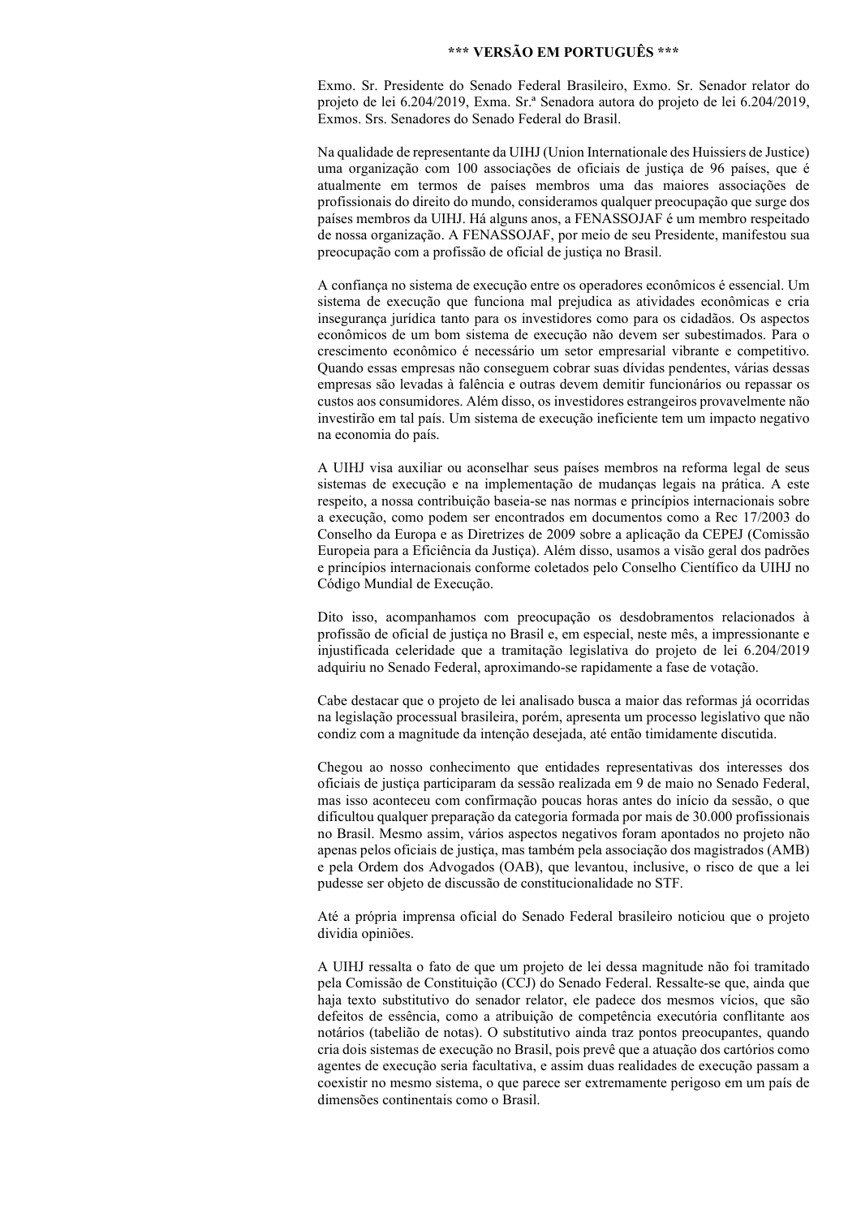**\*\*\* VERSÃO EM PORTUGUÊS \*\*\***

Exmo. Sr. Presidente do Senado Federal Brasileiro, Exmo. Sr. Senador relator do projeto de lei 6.204/2019, Exma. Sr.ª Senadora autora do projeto de lei 6.204/2019, Exmos. Srs. Senadores do Senado Federal do Brasil.

Na qualidade de representante da UIHJ (Union Internationale des Huissiers de Justice) uma organização com 100 associações de oficiais de justiça de 96 países, que é atualmente em termos de países membros uma das maiores associações de profissionais do direito do mundo, consideramos qualquer preocupação que surge dos países membros da UIHJ. Há alguns anos, a FENASSOJAF é um membro respeitado de nossa organização. A FENASSOJAF, por meio de seu Presidente, manifestou sua preocupação com a profissão de oficial de justiça no Brasil.

A confiança no sistema de execução entre os operadores econômicos é essencial. Um sistema de execução que funciona mal prejudica as atividades econômicas e cria insegurança jurídica tanto para os investidores como para os cidadãos. Os aspectos econômicos de um bom sistema de execução não devem ser subestimados. Para o crescimento econômico é necessário um setor empresarial vibrante e competitivo. Quando essas empresas não conseguem cobrar suas dívidas pendentes, várias dessas empresas são levadas à falência e outras devem demitir funcionários ou repassar os custos aos consumidores. Além disso, os investidores estrangeiros provavelmente não investirão em tal país. Um sistema de execução ineficiente tem um impacto negativo na economia do país.

A UIHJ visa auxiliar ou aconselhar seus países membros na reforma legal de seus sistemas de execução e na implementação de mudanças legais na prática. A este respeito, a nossa contribuição baseia-se nas normas e princípios internacionais sobre a execução, como podem ser encontrados em documentos como a Rec 17/2003 do Conselho da Europa e as Diretrizes de 2009 sobre a aplicação da CEPEJ (Comissão Europeia para a Eficiência da Justiça). Além disso, usamos a visão geral dos padrões e princípios internacionais conforme coletados pelo Conselho Científico da UIHJ no Código Mundial de Execução.

Dito isso, acompanhamos com preocupação os desdobramentos relacionados à profissão de oficial de justiça no Brasil e, em especial, neste mês, a impressionante e injustificada celeridade que a tramitação legislativa do projeto de lei 6.204/2019 adquiriu no Senado Federal, aproximando-se rapidamente a fase de votação.

Cabe destacar que o projeto de lei analisado busca a maior das reformas já ocorridas na legislação processual brasileira, porém, apresenta um processo legislativo que não condiz com a magnitude da intenção desejada, até então timidamente discutida.

Chegou ao nosso conhecimento que entidades representativas dos interesses dos oficiais de justiça participaram da sessão realizada em 9 de maio no Senado Federal, mas isso aconteceu com confirmação poucas horas antes do início da sessão, o que dificultou qualquer preparação da categoria formada por mais de 30.000 profissionais no Brasil. Mesmo assim, vários aspectos negativos foram apontados no projeto não apenas pelos oficiais de justiça, mas também pela associação dos magistrados (AMB) e pela Ordem dos Advogados (OAB), que levantou, inclusive, o risco de que a lei pudesse ser objeto de discussão de constitucionalidade no STF.

Até a própria imprensa oficial do Senado Federal brasileiro noticiou que o projeto dividia opiniões.

A UIHJ ressalta o fato de que um projeto de lei dessa magnitude não foi tramitado pela Comissão de Constituição (CCJ) do Senado Federal. Ressalte-se que, ainda que haja texto substitutivo do senador relator, ele padece dos mesmos vícios, que são defeitos de essência, como a atribuição de competência executória conflitante aos notários (tabelião de notas). O substitutivo ainda traz pontos preocupantes, quando cria dois sistemas de execução no Brasil, pois prevê que a atuação dos cartórios como agentes de execução seria facultativa, e assim duas realidades de execução passam a coexistir no mesmo sistema, o que parece ser extremamente perigoso em um país de dimensões continentais como o Brasil.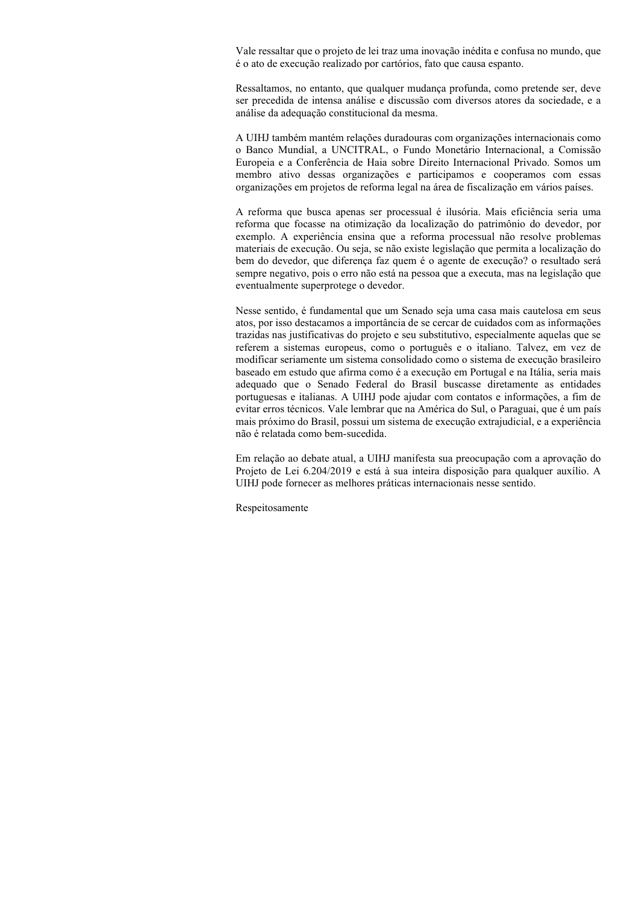Vale ressaltar que o projeto de lei traz uma inovação inédita e confusa no mundo, que é o ato de execução realizado por cartórios, fato que causa espanto.

Ressaltamos, no entanto, que qualquer mudança profunda, como pretende ser, deve ser precedida de intensa análise e discussão com diversos atores da sociedade, e a análise da adequação constitucional da mesma.

A UIHJ também mantém relações duradouras com organizações internacionais como o Banco Mundial, a UNCITRAL, o Fundo Monetário Internacional, a Comissão Europeia e a Conferência de Haia sobre Direito Internacional Privado. Somos um membro ativo dessas organizações e participamos e cooperamos com essas organizações em projetos de reforma legal na área de fiscalização em vários países.

A reforma que busca apenas ser processual é ilusória. Mais eficiência seria uma reforma que focasse na otimização da localização do patrimônio do devedor, por exemplo. A experiência ensina que a reforma processual não resolve problemas materiais de execução. Ou seja, se não existe legislação que permita a localização do bem do devedor, que diferença faz quem é o agente de execução? o resultado será sempre negativo, pois o erro não está na pessoa que a executa, mas na legislação que eventualmente superprotege o devedor.

Nesse sentido, é fundamental que um Senado seja uma casa mais cautelosa em seus atos, por isso destacamos a importância de se cercar de cuidados com as informações trazidas nas justificativas do projeto e seu substitutivo, especialmente aquelas que se referem a sistemas europeus, como o português e o italiano. Talvez, em vez de modificar seriamente um sistema consolidado como o sistema de execução brasileiro baseado em estudo que afirma como é a execução em Portugal e na Itália, seria mais adequado que o Senado Federal do Brasil buscasse diretamente as entidades portuguesas e italianas. A UIHJ pode ajudar com contatos e informações, a fim de evitar erros técnicos. Vale lembrar que na América do Sul, o Paraguai, que é um país mais próximo do Brasil, possui um sistema de execução extrajudicial, e a experiência não é relatada como bem-sucedida.

Em relação ao debate atual, a UIHJ manifesta sua preocupação com a aprovação do Projeto de Lei 6.204/2019 e está à sua inteira disposição para qualquer auxílio. A UIHJ pode fornecer as melhores práticas internacionais nesse sentido.

Respeitosamente